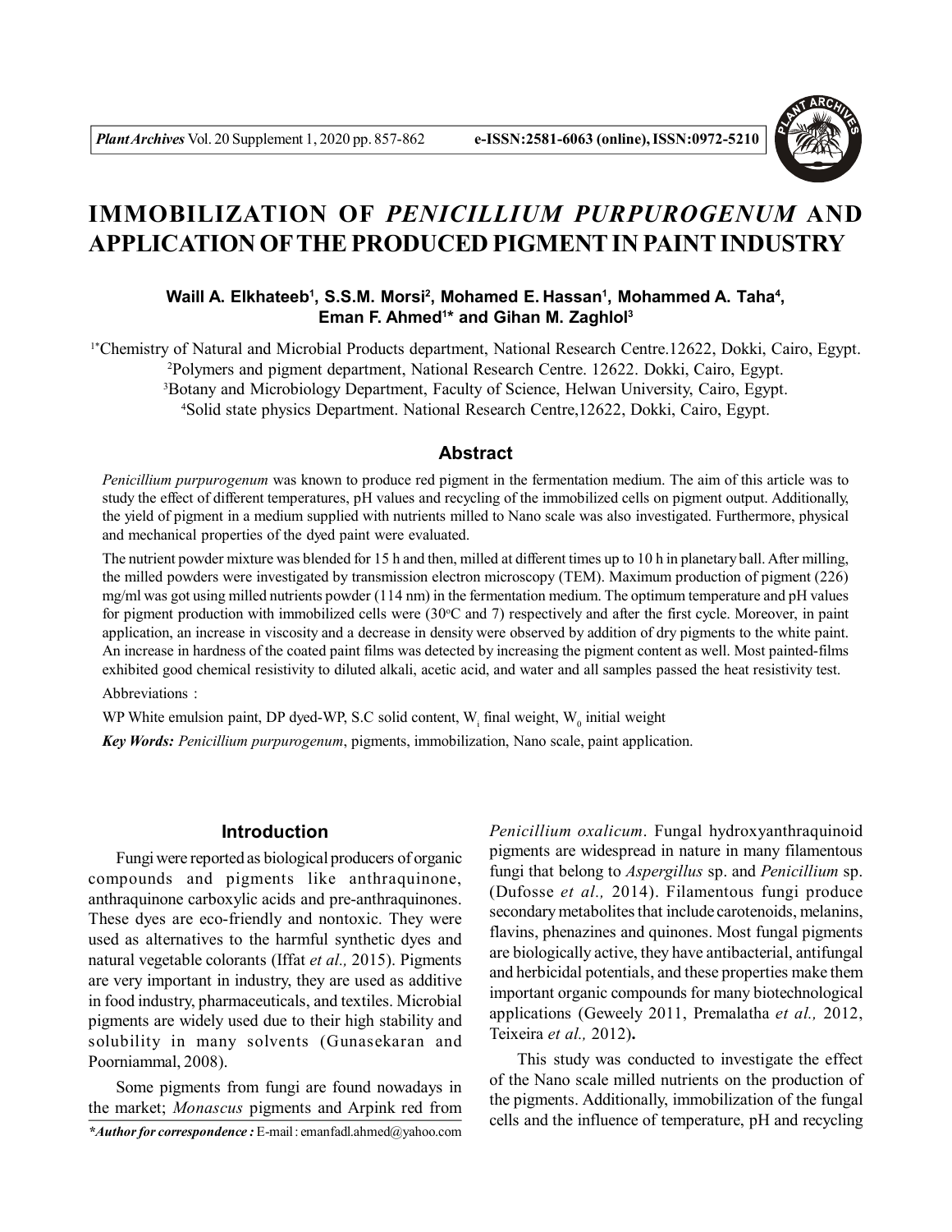# IMMOBILIZATION OF *PENICILLIUM PURPUROGENUM* AND APPLICATION OF THE PRODUCED PIGMENT IN PAINT INDUSTRY

**Waill A. Elkhateeb[1], S.S.M. Morsi[2], Mohamed E. Hassan[1], Mohammed A. Taha[4], Eman F. Ahmed[1]* and Gihan M. Zaghlol[3]**

[1*]Chemistry of Natural and Microbial Products department, National Research Centre.12622, Dokki, Cairo, Egypt.
[2]Polymers and pigment department, National Research Centre. 12622. Dokki, Cairo, Egypt.
[3]Botany and Microbiology Department, Faculty of Science, Helwan University, Cairo, Egypt.
[4]Solid state physics Department. National Research Centre,12622, Dokki, Cairo, Egypt.

## Abstract

*Penicillium purpurogenum* was known to produce red pigment in the fermentation medium. The aim of this article was to study the effect of different temperatures, pH values and recycling of the immobilized cells on pigment output. Additionally, the yield of pigment in a medium supplied with nutrients milled to Nano scale was also investigated. Furthermore, physical and mechanical properties of the dyed paint were evaluated.

The nutrient powder mixture was blended for 15 h and then, milled at different times up to 10 h in planetary ball. After milling, the milled powders were investigated by transmission electron microscopy (TEM). Maximum production of pigment (226) mg/ml was got using milled nutrients powder (114 nm) in the fermentation medium. The optimum temperature and pH values for pigment production with immobilized cells were (30°C and 7) respectively and after the first cycle. Moreover, in paint application, an increase in viscosity and a decrease in density were observed by addition of dry pigments to the white paint. An increase in hardness of the coated paint films was detected by increasing the pigment content as well. Most painted-films exhibited good chemical resistivity to diluted alkali, acetic acid, and water and all samples passed the heat resistivity test.

Abbreviations :

WP White emulsion paint, DP dyed-WP, S.C solid content, $W_i$ final weight, $W_0$ initial weight

***Key Words:*** *Penicillium purpurogenum*, pigments, immobilization, Nano scale, paint application.

## Introduction

Fungi were reported as biological producers of organic compounds and pigments like anthraquinone, anthraquinone carboxylic acids and pre-anthraquinones. These dyes are eco-friendly and nontoxic. They were used as alternatives to the harmful synthetic dyes and natural vegetable colorants (Iffat *et al.,* 2015). Pigments are very important in industry, they are used as additive in food industry, pharmaceuticals, and textiles. Microbial pigments are widely used due to their high stability and solubility in many solvents (Gunasekaran and Poorniammal, 2008).

Some pigments from fungi are found nowadays in the market; *Monascus* pigments and Arpink red from *Penicillium oxalicum*. Fungal hydroxyanthraquinoid pigments are widespread in nature in many filamentous fungi that belong to *Aspergillus* sp. and *Penicillium* sp. (Dufosse *et al.,* 2014). Filamentous fungi produce secondary metabolites that include carotenoids, melanins, flavins, phenazines and quinones. Most fungal pigments are biologically active, they have antibacterial, antifungal and herbicidal potentials, and these properties make them important organic compounds for many biotechnological applications (Geweely 2011, Premalatha *et al.,* 2012, Teixeira *et al.,* 2012)**.**

This study was conducted to investigate the effect of the Nano scale milled nutrients on the production of the pigments. Additionally, immobilization of the fungal cells and the influence of temperature, pH and recycling

***Author for correspondence :** E-mail : emanfadl.ahmed@yahoo.com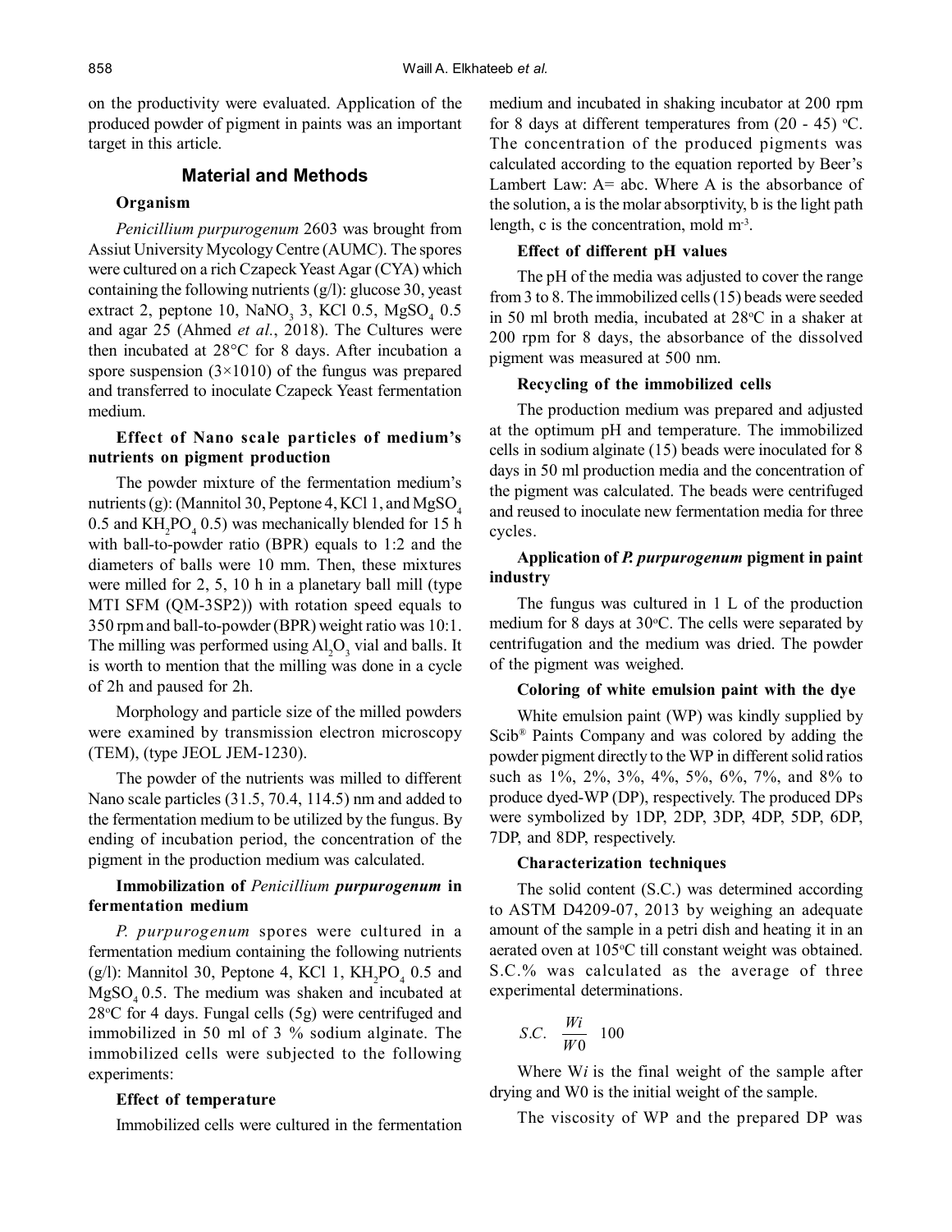on the productivity were evaluated. Application of the produced powder of pigment in paints was an important target in this article.

## Material and Methods

### Organism

*Penicillium purpurogenum* 2603 was brought from Assiut University Mycology Centre (AUMC). The spores were cultured on a rich Czapeck Yeast Agar (CYA) which containing the following nutrients (g/l): glucose 30, yeast extract 2, peptone 10, $NaNO_3$ 3, KCl 0.5, $MgSO_4$ 0.5 and agar 25 (Ahmed *et al*., 2018). The Cultures were then incubated at 28°C for 8 days. After incubation a spore suspension (3×1010) of the fungus was prepared and transferred to inoculate Czapeck Yeast fermentation medium.

### Effect of Nano scale particles of medium's nutrients on pigment production

The powder mixture of the fermentation medium's nutrients (g): (Mannitol 30, Peptone 4, KCl 1, and $MgSO_4$ 0.5 and $KH_2PO_4$ 0.5) was mechanically blended for 15 h with ball-to-powder ratio (BPR) equals to 1:2 and the diameters of balls were 10 mm. Then, these mixtures were milled for 2, 5, 10 h in a planetary ball mill (type MTI SFM (QM-3SP2)) with rotation speed equals to 350 rpm and ball-to-powder (BPR) weight ratio was 10:1. The milling was performed using $Al_2O_3$ vial and balls. It is worth to mention that the milling was done in a cycle of 2h and paused for 2h.

Morphology and particle size of the milled powders were examined by transmission electron microscopy (TEM), (type JEOL JEM-1230).

The powder of the nutrients was milled to different Nano scale particles (31.5, 70.4, 114.5) nm and added to the fermentation medium to be utilized by the fungus. By ending of incubation period, the concentration of the pigment in the production medium was calculated.

### Immobilization of *Penicillium* *purpurogenum* in fermentation medium

*P. purpurogenum* spores were cultured in a fermentation medium containing the following nutrients (g/l): Mannitol 30, Peptone 4, KCl 1, $KH_2PO_4$ 0.5 and $MgSO_4$ 0.5. The medium was shaken and incubated at 28°C for 4 days. Fungal cells (5g) were centrifuged and immobilized in 50 ml of 3 % sodium alginate. The immobilized cells were subjected to the following experiments:

#### Effect of temperature

Immobilized cells were cultured in the fermentation medium and incubated in shaking incubator at 200 rpm for 8 days at different temperatures from (20 - 45) °C. The concentration of the produced pigments was calculated according to the equation reported by Beer's Lambert Law: A= abc. Where A is the absorbance of the solution, a is the molar absorptivity, b is the light path length, c is the concentration, mold $m^{-3}$.

#### Effect of different pH values

The pH of the media was adjusted to cover the range from 3 to 8. The immobilized cells (15) beads were seeded in 50 ml broth media, incubated at 28°C in a shaker at 200 rpm for 8 days, the absorbance of the dissolved pigment was measured at 500 nm.

#### Recycling of the immobilized cells

The production medium was prepared and adjusted at the optimum pH and temperature. The immobilized cells in sodium alginate (15) beads were inoculated for 8 days in 50 ml production media and the concentration of the pigment was calculated. The beads were centrifuged and reused to inoculate new fermentation media for three cycles.

### Application of *P. purpurogenum* pigment in paint industry

The fungus was cultured in 1 L of the production medium for 8 days at 30°C. The cells were separated by centrifugation and the medium was dried. The powder of the pigment was weighed.

#### Coloring of white emulsion paint with the dye

White emulsion paint (WP) was kindly supplied by Scib® Paints Company and was colored by adding the powder pigment directly to the WP in different solid ratios such as 1%, 2%, 3%, 4%, 5%, 6%, 7%, and 8% to produce dyed-WP (DP), respectively. The produced DPs were symbolized by 1DP, 2DP, 3DP, 4DP, 5DP, 6DP, 7DP, and 8DP, respectively.

#### Characterization techniques

The solid content (S.C.) was determined according to ASTM D4209-07, 2013 by weighing an adequate amount of the sample in a petri dish and heating it in an aerated oven at 105°C till constant weight was obtained. S.C.% was calculated as the average of three experimental determinations.

$$S.C. \quad \frac{Wi}{W0} \quad 100$$

Where W*i* is the final weight of the sample after drying and W0 is the initial weight of the sample.

The viscosity of WP and the prepared DP was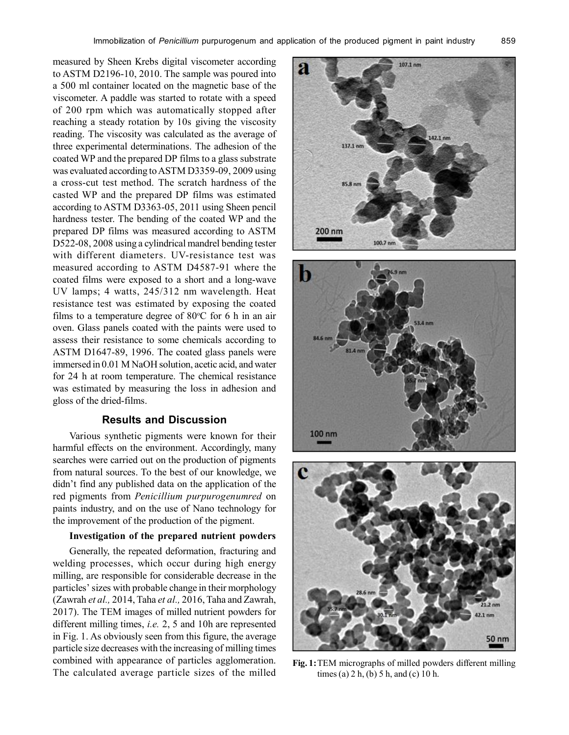measured by Sheen Krebs digital viscometer according to ASTM D2196-10, 2010. The sample was poured into a 500 ml container located on the magnetic base of the viscometer. A paddle was started to rotate with a speed of 200 rpm which was automatically stopped after reaching a steady rotation by 10s giving the viscosity reading. The viscosity was calculated as the average of three experimental determinations. The adhesion of the coated WP and the prepared DP films to a glass substrate was evaluated according to ASTM D3359-09, 2009 using a cross-cut test method. The scratch hardness of the casted WP and the prepared DP films was estimated according to ASTM D3363-05, 2011 using Sheen pencil hardness tester. The bending of the coated WP and the prepared DP films was measured according to ASTM D522-08, 2008 using a cylindrical mandrel bending tester with different diameters. UV-resistance test was measured according to ASTM D4587-91 where the coated films were exposed to a short and a long-wave UV lamps; 4 watts, 245/312 nm wavelength. Heat resistance test was estimated by exposing the coated films to a temperature degree of 80°C for 6 h in an air oven. Glass panels coated with the paints were used to assess their resistance to some chemicals according to ASTM D1647-89, 1996. The coated glass panels were immersed in 0.01 M NaOH solution, acetic acid, and water for 24 h at room temperature. The chemical resistance was estimated by measuring the loss in adhesion and gloss of the dried-films.

## Results and Discussion

Various synthetic pigments were known for their harmful effects on the environment. Accordingly, many searches were carried out on the production of pigments from natural sources. To the best of our knowledge, we didn't find any published data on the application of the red pigments from *Penicillium purpurogenumred* on paints industry, and on the use of Nano technology for the improvement of the production of the pigment.

### Investigation of the prepared nutrient powders

Generally, the repeated deformation, fracturing and welding processes, which occur during high energy milling, are responsible for considerable decrease in the particles' sizes with probable change in their morphology (Zawrah *et al.,* 2014, Taha *et al.,* 2016, Taha and Zawrah, 2017). The TEM images of milled nutrient powders for different milling times, *i.e.* 2, 5 and 10h are represented in Fig. 1. As obviously seen from this figure, the average particle size decreases with the increasing of milling times combined with appearance of particles agglomeration. The calculated average particle sizes of the milled

**Fig. 1:** TEM micrographs of milled powders different milling times (a) 2 h, (b) 5 h, and (c) 10 h.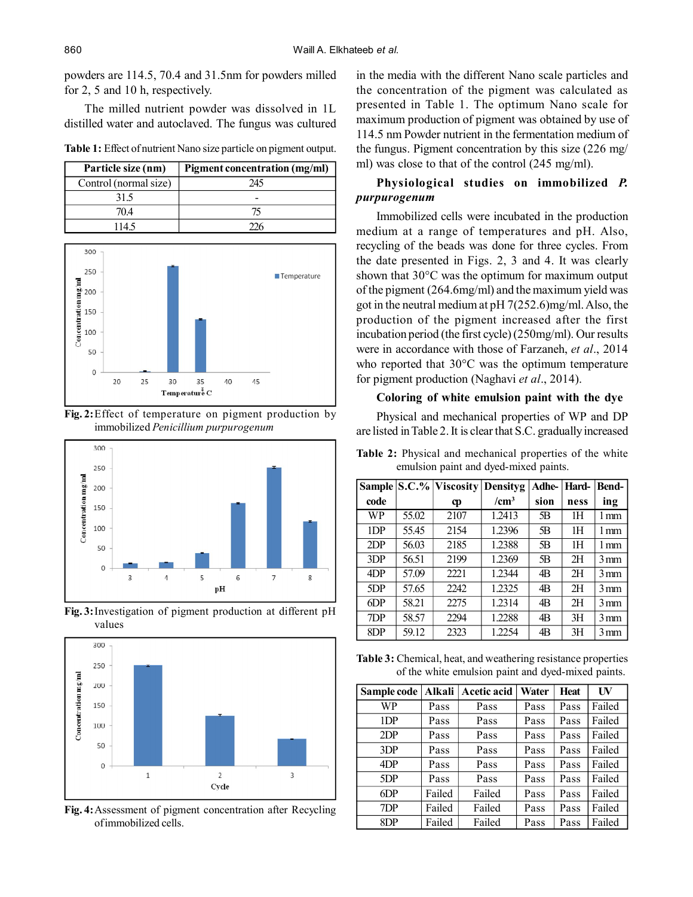powders are 114.5, 70.4 and 31.5nm for powders milled for 2, 5 and 10 h, respectively.

The milled nutrient powder was dissolved in 1L distilled water and autoclaved. The fungus was cultured in the media with the different Nano scale particles and the concentration of the pigment was calculated as presented in Table 1. The optimum Nano scale for maximum production of pigment was obtained by use of 114.5 nm Powder nutrient in the fermentation medium of the fungus. Pigment concentration by this size (226 mg/ml) was close to that of the control (245 mg/ml).

**Table 1:** Effect of nutrient Nano size particle on pigment output.

| Particle size (nm) | Pigment concentration (mg/ml) |
|---|---|
| Control (normal size) | 245 |
| 31.5 | - |
| 70.4 | 75 |
| 114.5 | 226 |

**Fig. 2:** Effect of temperature on pigment production by immobilized *Penicillium purpurogenum*

**Fig. 3:** Investigation of pigment production at different pH values

**Fig. 4:** Assessment of pigment concentration after Recycling of immobilized cells.

### Physiological studies on immobilized *P. purpurogenum*

Immobilized cells were incubated in the production medium at a range of temperatures and pH. Also, recycling of the beads was done for three cycles. From the date presented in Figs. 2, 3 and 4. It was clearly shown that 30°C was the optimum for maximum output of the pigment (264.6mg/ml) and the maximum yield was got in the neutral medium at pH 7(252.6)mg/ml. Also, the production of the pigment increased after the first incubation period (the first cycle) (250mg/ml). Our results were in accordance with those of Farzaneh, *et al*., 2014 who reported that 30°C was the optimum temperature for pigment production (Naghavi *et al*., 2014).

### Coloring of white emulsion paint with the dye

Physical and mechanical properties of WP and DP are listed in Table 2. It is clear that S.C. gradually increased

**Table 2:** Physical and mechanical properties of the white emulsion paint and dyed-mixed paints.

| Sample code | S.C.% | Viscosity cp | Densityg /cm³ | Adhesion | Hardness | Bending |
|---|---|---|---|---|---|---|
| WP | 55.02 | 2107 | 1.2413 | 5B | 1H | 1 mm |
| 1DP | 55.45 | 2154 | 1.2396 | 5B | 1H | 1 mm |
| 2DP | 56.03 | 2185 | 1.2388 | 5B | 1H | 1 mm |
| 3DP | 56.51 | 2199 | 1.2369 | 5B | 2H | 3 mm |
| 4DP | 57.09 | 2221 | 1.2344 | 4B | 2H | 3 mm |
| 5DP | 57.65 | 2242 | 1.2325 | 4B | 2H | 3 mm |
| 6DP | 58.21 | 2275 | 1.2314 | 4B | 2H | 3 mm |
| 7DP | 58.57 | 2294 | 1.2288 | 4B | 3H | 3 mm |
| 8DP | 59.12 | 2323 | 1.2254 | 4B | 3H | 3 mm |

**Table 3:** Chemical, heat, and weathering resistance properties of the white emulsion paint and dyed-mixed paints.

| Sample code | Alkali | Acetic acid | Water | Heat | UV |
|---|---|---|---|---|---|
| WP | Pass | Pass | Pass | Pass | Failed |
| 1DP | Pass | Pass | Pass | Pass | Failed |
| 2DP | Pass | Pass | Pass | Pass | Failed |
| 3DP | Pass | Pass | Pass | Pass | Failed |
| 4DP | Pass | Pass | Pass | Pass | Failed |
| 5DP | Pass | Pass | Pass | Pass | Failed |
| 6DP | Failed | Failed | Pass | Pass | Failed |
| 7DP | Failed | Failed | Pass | Pass | Failed |
| 8DP | Failed | Failed | Pass | Pass | Failed |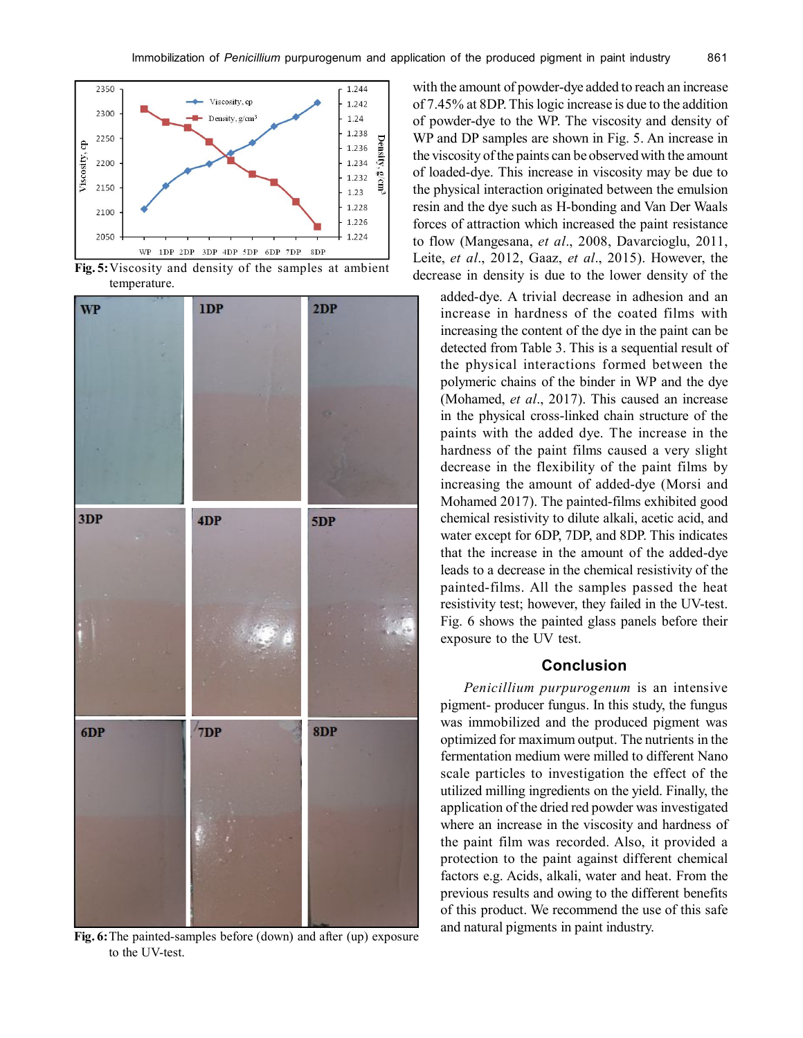Fig. 5: Viscosity and density of the samples at ambient temperature.

Fig. 6: The painted-samples before (down) and after (up) exposure to the UV-test.

with the amount of powder-dye added to reach an increase of 7.45% at 8DP. This logic increase is due to the addition of powder-dye to the WP. The viscosity and density of WP and DP samples are shown in Fig. 5. An increase in the viscosity of the paints can be observed with the amount of loaded-dye. This increase in viscosity may be due to the physical interaction originated between the emulsion resin and the dye such as H-bonding and Van Der Waals forces of attraction which increased the paint resistance to flow (Mangesana, *et al*., 2008, Davarcioglu, 2011, Leite, *et al*., 2012, Gaaz, *et al*., 2015). However, the decrease in density is due to the lower density of the added-dye. A trivial decrease in adhesion and an increase in hardness of the coated films with increasing the content of the dye in the paint can be detected from Table 3. This is a sequential result of the physical interactions formed between the polymeric chains of the binder in WP and the dye (Mohamed, *et al*., 2017). This caused an increase in the physical cross-linked chain structure of the paints with the added dye. The increase in the hardness of the paint films caused a very slight decrease in the flexibility of the paint films by increasing the amount of added-dye (Morsi and Mohamed 2017). The painted-films exhibited good chemical resistivity to dilute alkali, acetic acid, and water except for 6DP, 7DP, and 8DP. This indicates that the increase in the amount of the added-dye leads to a decrease in the chemical resistivity of the painted-films. All the samples passed the heat resistivity test; however, they failed in the UV-test. Fig. 6 shows the painted glass panels before their exposure to the UV test.

## Conclusion

*Penicillium purpurogenum* is an intensive pigment- producer fungus. In this study, the fungus was immobilized and the produced pigment was optimized for maximum output. The nutrients in the fermentation medium were milled to different Nano scale particles to investigation the effect of the utilized milling ingredients on the yield. Finally, the application of the dried red powder was investigated where an increase in the viscosity and hardness of the paint film was recorded. Also, it provided a protection to the paint against different chemical factors e.g. Acids, alkali, water and heat. From the previous results and owing to the different benefits of this product. We recommend the use of this safe and natural pigments in paint industry.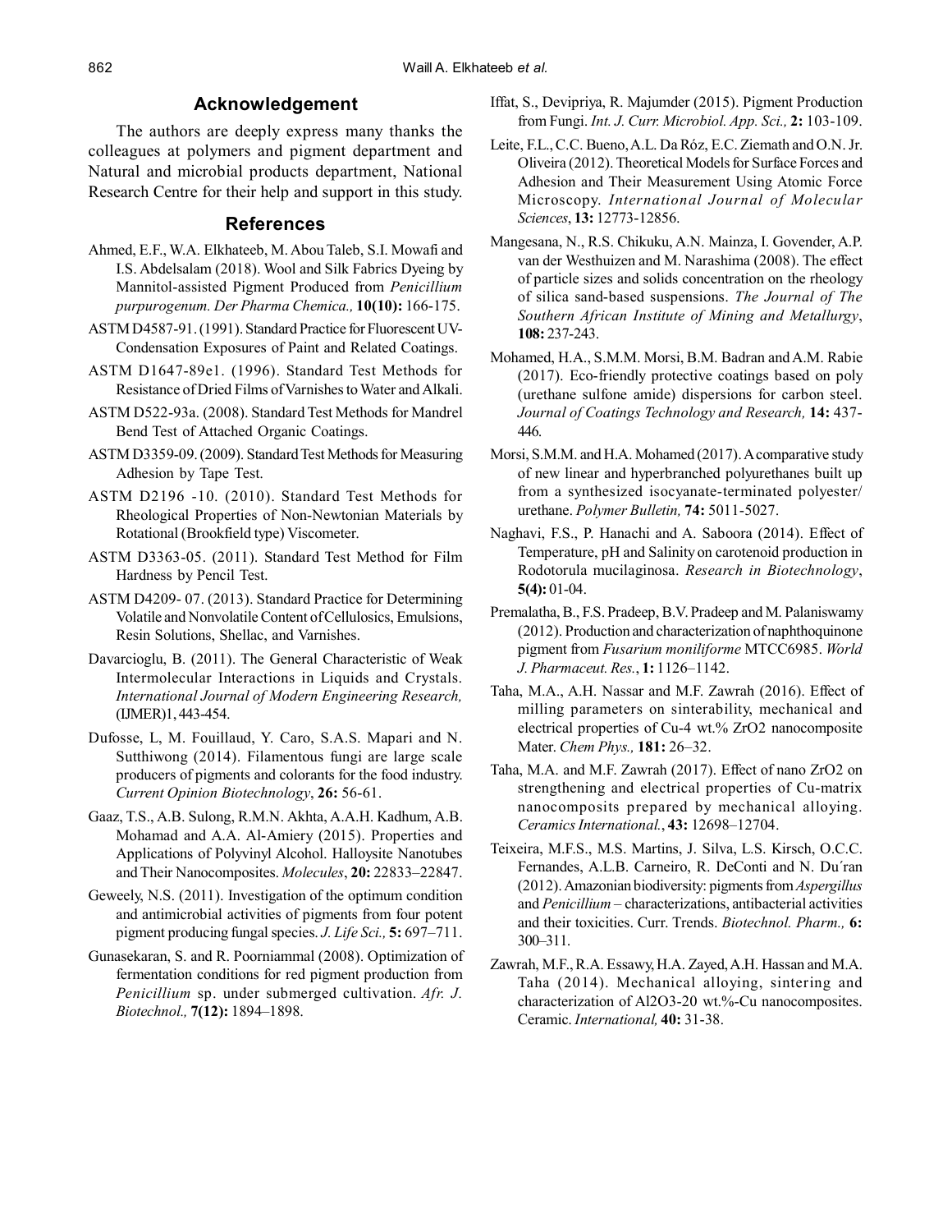## Acknowledgement

The authors are deeply express many thanks the colleagues at polymers and pigment department and Natural and microbial products department, National Research Centre for their help and support in this study.

## References

Ahmed, E.F., W.A. Elkhateeb, M. Abou Taleb, S.I. Mowafi and I.S. Abdelsalam (2018). Wool and Silk Fabrics Dyeing by Mannitol-assisted Pigment Produced from *Penicillium purpurogenum*. *Der Pharma Chemica.,* **10(10):** 166-175.

ASTM D4587-91. (1991). Standard Practice for Fluorescent UV-Condensation Exposures of Paint and Related Coatings.

ASTM D1647-89e1. (1996). Standard Test Methods for Resistance of Dried Films of Varnishes to Water and Alkali.

ASTM D522-93a. (2008). Standard Test Methods for Mandrel Bend Test of Attached Organic Coatings.

ASTM D3359-09. (2009). Standard Test Methods for Measuring Adhesion by Tape Test.

ASTM D2196 -10. (2010). Standard Test Methods for Rheological Properties of Non-Newtonian Materials by Rotational (Brookfield type) Viscometer.

ASTM D3363-05. (2011). Standard Test Method for Film Hardness by Pencil Test.

ASTM D4209- 07. (2013). Standard Practice for Determining Volatile and Nonvolatile Content of Cellulosics, Emulsions, Resin Solutions, Shellac, and Varnishes.

Davarcioglu, B. (2011). The General Characteristic of Weak Intermolecular Interactions in Liquids and Crystals. *International Journal of Modern Engineering Research,* (IJMER)1, 443-454.

Dufosse, L, M. Fouillaud, Y. Caro, S.A.S. Mapari and N. Sutthiwong (2014). Filamentous fungi are large scale producers of pigments and colorants for the food industry. *Current Opinion Biotechnology*, **26:** 56-61.

Gaaz, T.S., A.B. Sulong, R.M.N. Akhta, A.A.H. Kadhum, A.B. Mohamad and A.A. Al-Amiery (2015). Properties and Applications of Polyvinyl Alcohol. Halloysite Nanotubes and Their Nanocomposites. *Molecules*, **20:** 22833–22847.

Geweely, N.S. (2011). Investigation of the optimum condition and antimicrobial activities of pigments from four potent pigment producing fungal species. *J. Life Sci.,* **5:** 697–711.

Gunasekaran, S. and R. Poorniammal (2008). Optimization of fermentation conditions for red pigment production from *Penicillium* sp. under submerged cultivation. *Afr. J. Biotechnol.,* **7(12):** 1894–1898.

Iffat, S., Devipriya, R. Majumder (2015). Pigment Production from Fungi. *Int. J. Curr. Microbiol. App. Sci.,* **2:** 103-109.

Leite, F.L., C.C. Bueno, A.L. Da Róz, E.C. Ziemath and O.N. Jr. Oliveira (2012). Theoretical Models for Surface Forces and Adhesion and Their Measurement Using Atomic Force Microscopy. *International Journal of Molecular Sciences*, **13:** 12773-12856.

Mangesana, N., R.S. Chikuku, A.N. Mainza, I. Govender, A.P. van der Westhuizen and M. Narashima (2008). The effect of particle sizes and solids concentration on the rheology of silica sand-based suspensions. *The Journal of The Southern African Institute of Mining and Metallurgy*, **108:** 237-243.

Mohamed, H.A., S.M.M. Morsi, B.M. Badran and A.M. Rabie (2017). Eco-friendly protective coatings based on poly (urethane sulfone amide) dispersions for carbon steel. *Journal of Coatings Technology and Research,* **14:** 437-446.

Morsi, S.M.M. and H.A. Mohamed (2017). A comparative study of new linear and hyperbranched polyurethanes built up from a synthesized isocyanate-terminated polyester/ urethane. *Polymer Bulletin,* **74:** 5011-5027.

Naghavi, F.S., P. Hanachi and A. Saboora (2014). Effect of Temperature, pH and Salinity on carotenoid production in Rodotorula mucilaginosa. *Research in Biotechnology*, **5(4):** 01-04.

Premalatha, B., F.S. Pradeep, B.V. Pradeep and M. Palaniswamy (2012). Production and characterization of naphthoquinone pigment from *Fusarium moniliforme* MTCC6985. *World J. Pharmaceut. Res.*, **1:** 1126–1142.

Taha, M.A., A.H. Nassar and M.F. Zawrah (2016). Effect of milling parameters on sinterability, mechanical and electrical properties of Cu-4 wt.% ZrO2 nanocomposite Mater. *Chem Phys.,* **181:** 26–32.

Taha, M.A. and M.F. Zawrah (2017). Effect of nano ZrO2 on strengthening and electrical properties of Cu-matrix nanocomposits prepared by mechanical alloying. *Ceramics International.*, **43:** 12698–12704.

Teixeira, M.F.S., M.S. Martins, J. Silva, L.S. Kirsch, O.C.C. Fernandes, A.L.B. Carneiro, R. DeConti and N. Du´ran (2012). Amazonian biodiversity: pigments from *Aspergillus* and *Penicillium* – characterizations, antibacterial activities and their toxicities. Curr. Trends. *Biotechnol. Pharm.,* **6:** 300–311.

Zawrah, M.F., R.A. Essawy, H.A. Zayed, A.H. Hassan and M.A. Taha (2014). Mechanical alloying, sintering and characterization of Al2O3-20 wt.%-Cu nanocomposites. Ceramic. *International,* **40:** 31-38.